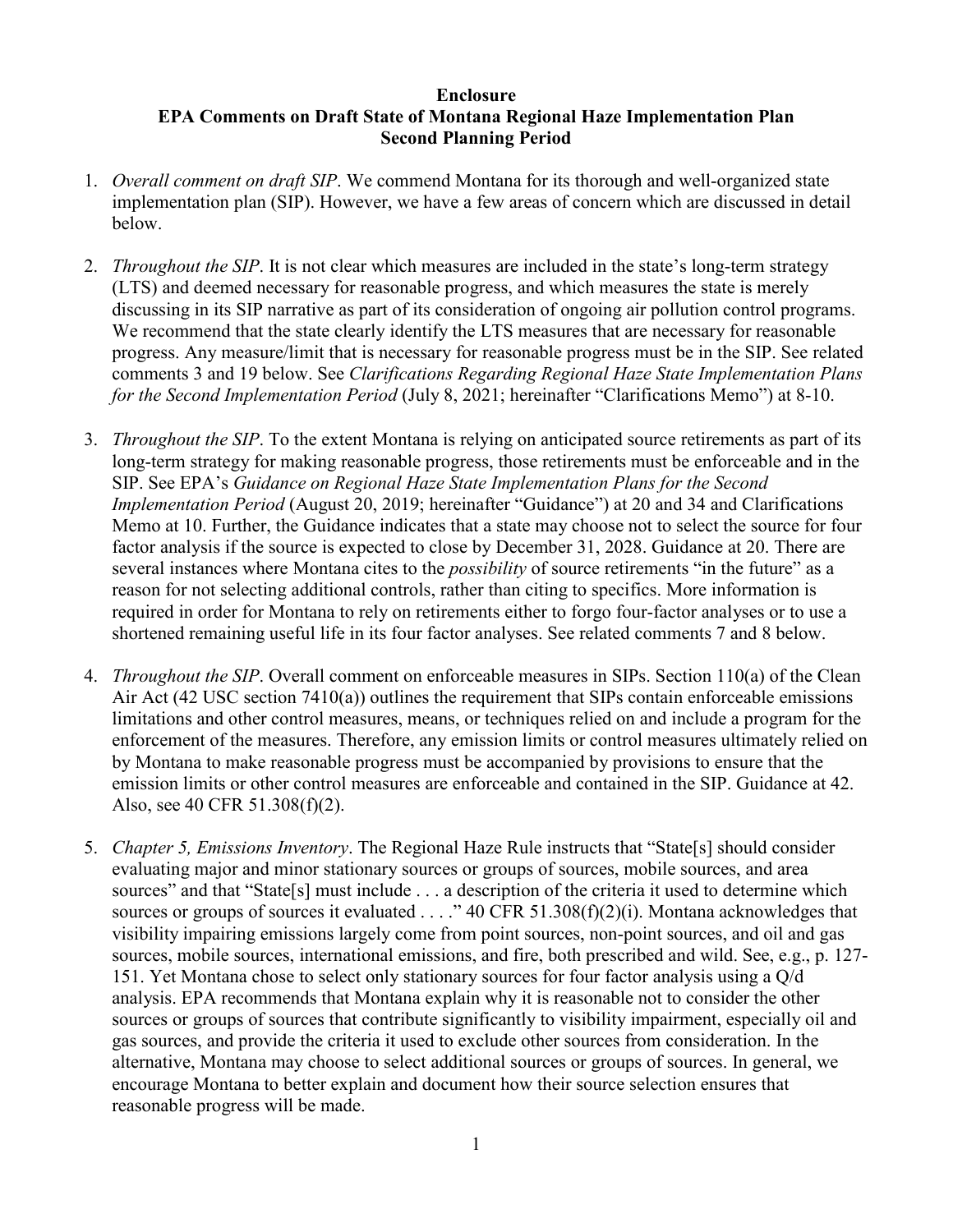**Enclosure**
**EPA Comments on Draft State of Montana Regional Haze Implementation Plan**
**Second Planning Period**

1. *Overall comment on draft SIP*. We commend Montana for its thorough and well-organized state implementation plan (SIP). However, we have a few areas of concern which are discussed in detail below.

2. *Throughout the SIP*. It is not clear which measures are included in the state's long-term strategy (LTS) and deemed necessary for reasonable progress, and which measures the state is merely discussing in its SIP narrative as part of its consideration of ongoing air pollution control programs. We recommend that the state clearly identify the LTS measures that are necessary for reasonable progress. Any measure/limit that is necessary for reasonable progress must be in the SIP. See related comments 3 and 19 below. See *Clarifications Regarding Regional Haze State Implementation Plans for the Second Implementation Period* (July 8, 2021; hereinafter "Clarifications Memo") at 8-10.

3. *Throughout the SIP*. To the extent Montana is relying on anticipated source retirements as part of its long-term strategy for making reasonable progress, those retirements must be enforceable and in the SIP. See EPA's *Guidance on Regional Haze State Implementation Plans for the Second Implementation Period* (August 20, 2019; hereinafter "Guidance") at 20 and 34 and Clarifications Memo at 10. Further, the Guidance indicates that a state may choose not to select the source for four factor analysis if the source is expected to close by December 31, 2028. Guidance at 20. There are several instances where Montana cites to the *possibility* of source retirements "in the future" as a reason for not selecting additional controls, rather than citing to specifics. More information is required in order for Montana to rely on retirements either to forgo four-factor analyses or to use a shortened remaining useful life in its four factor analyses. See related comments 7 and 8 below.

4. *Throughout the SIP*. Overall comment on enforceable measures in SIPs. Section 110(a) of the Clean Air Act (42 USC section 7410(a)) outlines the requirement that SIPs contain enforceable emissions limitations and other control measures, means, or techniques relied on and include a program for the enforcement of the measures. Therefore, any emission limits or control measures ultimately relied on by Montana to make reasonable progress must be accompanied by provisions to ensure that the emission limits or other control measures are enforceable and contained in the SIP. Guidance at 42. Also, see 40 CFR 51.308(f)(2).

5. *Chapter 5, Emissions Inventory*. The Regional Haze Rule instructs that "State[s] should consider evaluating major and minor stationary sources or groups of sources, mobile sources, and area sources" and that "State[s] must include . . . a description of the criteria it used to determine which sources or groups of sources it evaluated . . . ." 40 CFR 51.308(f)(2)(i). Montana acknowledges that visibility impairing emissions largely come from point sources, non-point sources, and oil and gas sources, mobile sources, international emissions, and fire, both prescribed and wild. See, e.g., p. 127-151. Yet Montana chose to select only stationary sources for four factor analysis using a Q/d analysis. EPA recommends that Montana explain why it is reasonable not to consider the other sources or groups of sources that contribute significantly to visibility impairment, especially oil and gas sources, and provide the criteria it used to exclude other sources from consideration. In the alternative, Montana may choose to select additional sources or groups of sources. In general, we encourage Montana to better explain and document how their source selection ensures that reasonable progress will be made.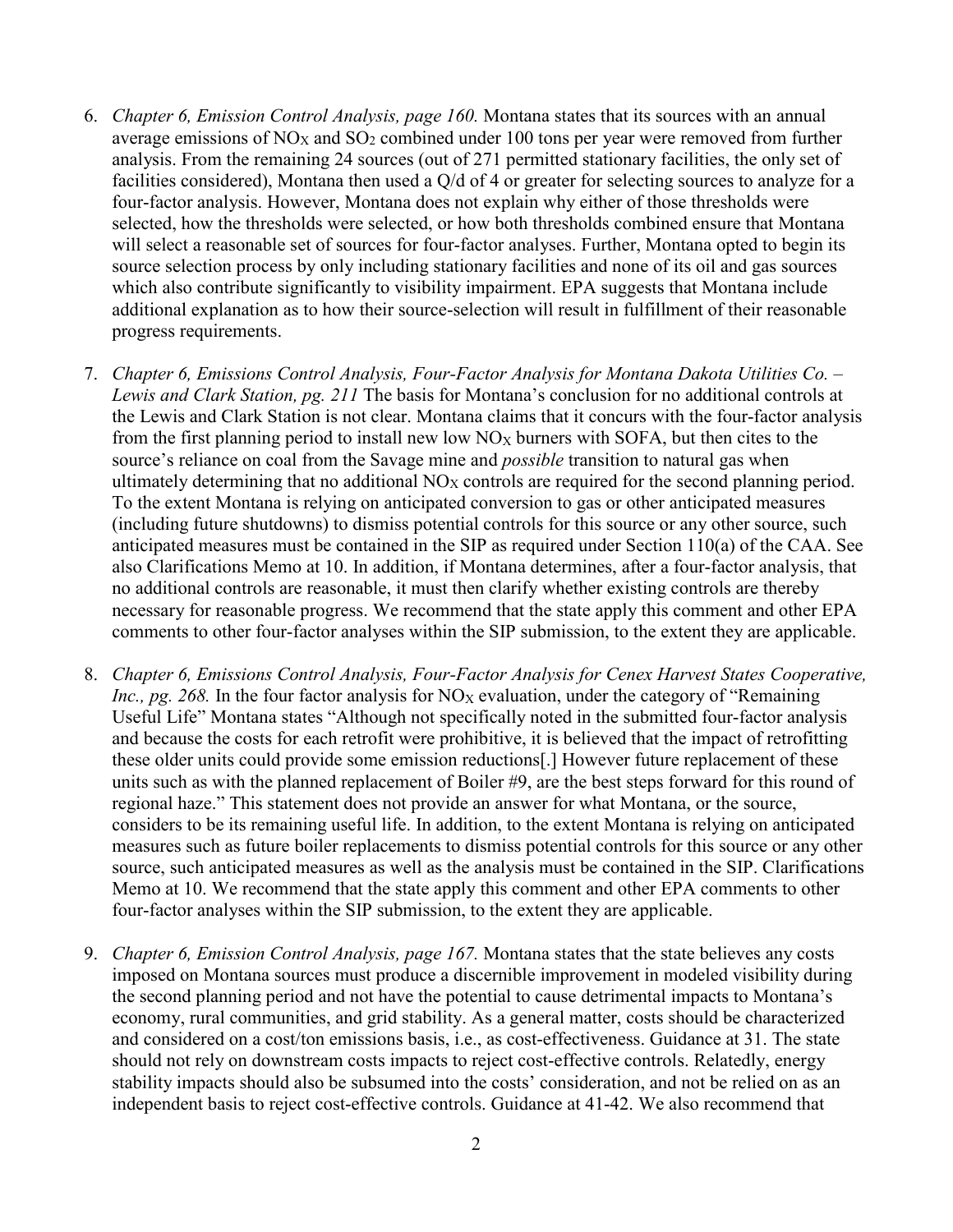6. *Chapter 6, Emission Control Analysis, page 160.* Montana states that its sources with an annual average emissions of $NO_X$ and $SO_2$ combined under 100 tons per year were removed from further analysis. From the remaining 24 sources (out of 271 permitted stationary facilities, the only set of facilities considered), Montana then used a Q/d of 4 or greater for selecting sources to analyze for a four-factor analysis. However, Montana does not explain why either of those thresholds were selected, how the thresholds were selected, or how both thresholds combined ensure that Montana will select a reasonable set of sources for four-factor analyses. Further, Montana opted to begin its source selection process by only including stationary facilities and none of its oil and gas sources which also contribute significantly to visibility impairment. EPA suggests that Montana include additional explanation as to how their source-selection will result in fulfillment of their reasonable progress requirements.

7. *Chapter 6, Emissions Control Analysis, Four-Factor Analysis for Montana Dakota Utilities Co. – Lewis and Clark Station, pg. 211* The basis for Montana's conclusion for no additional controls at the Lewis and Clark Station is not clear. Montana claims that it concurs with the four-factor analysis from the first planning period to install new low $NO_X$ burners with SOFA, but then cites to the source's reliance on coal from the Savage mine and *possible* transition to natural gas when ultimately determining that no additional $NO_X$ controls are required for the second planning period. To the extent Montana is relying on anticipated conversion to gas or other anticipated measures (including future shutdowns) to dismiss potential controls for this source or any other source, such anticipated measures must be contained in the SIP as required under Section 110(a) of the CAA. See also Clarifications Memo at 10. In addition, if Montana determines, after a four-factor analysis, that no additional controls are reasonable, it must then clarify whether existing controls are thereby necessary for reasonable progress. We recommend that the state apply this comment and other EPA comments to other four-factor analyses within the SIP submission, to the extent they are applicable.

8. *Chapter 6, Emissions Control Analysis, Four-Factor Analysis for Cenex Harvest States Cooperative, Inc., pg. 268.* In the four factor analysis for $NO_X$ evaluation, under the category of "Remaining Useful Life" Montana states "Although not specifically noted in the submitted four-factor analysis and because the costs for each retrofit were prohibitive, it is believed that the impact of retrofitting these older units could provide some emission reductions[.] However future replacement of these units such as with the planned replacement of Boiler #9, are the best steps forward for this round of regional haze." This statement does not provide an answer for what Montana, or the source, considers to be its remaining useful life. In addition, to the extent Montana is relying on anticipated measures such as future boiler replacements to dismiss potential controls for this source or any other source, such anticipated measures as well as the analysis must be contained in the SIP. Clarifications Memo at 10. We recommend that the state apply this comment and other EPA comments to other four-factor analyses within the SIP submission, to the extent they are applicable.

9. *Chapter 6, Emission Control Analysis, page 167.* Montana states that the state believes any costs imposed on Montana sources must produce a discernible improvement in modeled visibility during the second planning period and not have the potential to cause detrimental impacts to Montana's economy, rural communities, and grid stability. As a general matter, costs should be characterized and considered on a cost/ton emissions basis, i.e., as cost-effectiveness. Guidance at 31. The state should not rely on downstream costs impacts to reject cost-effective controls. Relatedly, energy stability impacts should also be subsumed into the costs' consideration, and not be relied on as an independent basis to reject cost-effective controls. Guidance at 41-42. We also recommend that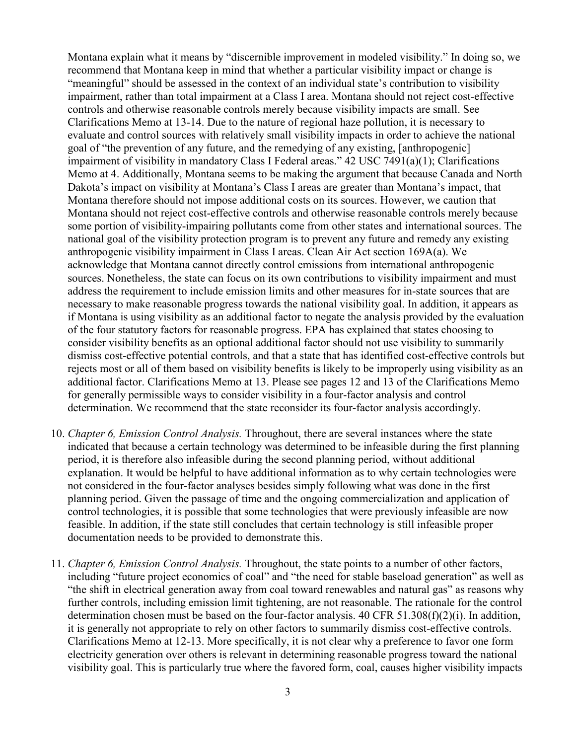Montana explain what it means by "discernible improvement in modeled visibility." In doing so, we recommend that Montana keep in mind that whether a particular visibility impact or change is "meaningful" should be assessed in the context of an individual state's contribution to visibility impairment, rather than total impairment at a Class I area. Montana should not reject cost-effective controls and otherwise reasonable controls merely because visibility impacts are small. See Clarifications Memo at 13-14. Due to the nature of regional haze pollution, it is necessary to evaluate and control sources with relatively small visibility impacts in order to achieve the national goal of "the prevention of any future, and the remedying of any existing, [anthropogenic] impairment of visibility in mandatory Class I Federal areas." 42 USC 7491(a)(1); Clarifications Memo at 4. Additionally, Montana seems to be making the argument that because Canada and North Dakota's impact on visibility at Montana's Class I areas are greater than Montana's impact, that Montana therefore should not impose additional costs on its sources. However, we caution that Montana should not reject cost-effective controls and otherwise reasonable controls merely because some portion of visibility-impairing pollutants come from other states and international sources. The national goal of the visibility protection program is to prevent any future and remedy any existing anthropogenic visibility impairment in Class I areas. Clean Air Act section 169A(a). We acknowledge that Montana cannot directly control emissions from international anthropogenic sources. Nonetheless, the state can focus on its own contributions to visibility impairment and must address the requirement to include emission limits and other measures for in-state sources that are necessary to make reasonable progress towards the national visibility goal. In addition, it appears as if Montana is using visibility as an additional factor to negate the analysis provided by the evaluation of the four statutory factors for reasonable progress. EPA has explained that states choosing to consider visibility benefits as an optional additional factor should not use visibility to summarily dismiss cost-effective potential controls, and that a state that has identified cost-effective controls but rejects most or all of them based on visibility benefits is likely to be improperly using visibility as an additional factor. Clarifications Memo at 13. Please see pages 12 and 13 of the Clarifications Memo for generally permissible ways to consider visibility in a four-factor analysis and control determination. We recommend that the state reconsider its four-factor analysis accordingly.

10. *Chapter 6, Emission Control Analysis.* Throughout, there are several instances where the state indicated that because a certain technology was determined to be infeasible during the first planning period, it is therefore also infeasible during the second planning period, without additional explanation. It would be helpful to have additional information as to why certain technologies were not considered in the four-factor analyses besides simply following what was done in the first planning period. Given the passage of time and the ongoing commercialization and application of control technologies, it is possible that some technologies that were previously infeasible are now feasible. In addition, if the state still concludes that certain technology is still infeasible proper documentation needs to be provided to demonstrate this.

11. *Chapter 6, Emission Control Analysis.* Throughout, the state points to a number of other factors, including "future project economics of coal" and "the need for stable baseload generation" as well as "the shift in electrical generation away from coal toward renewables and natural gas" as reasons why further controls, including emission limit tightening, are not reasonable. The rationale for the control determination chosen must be based on the four-factor analysis. 40 CFR 51.308(f)(2)(i). In addition, it is generally not appropriate to rely on other factors to summarily dismiss cost-effective controls. Clarifications Memo at 12-13. More specifically, it is not clear why a preference to favor one form electricity generation over others is relevant in determining reasonable progress toward the national visibility goal. This is particularly true where the favored form, coal, causes higher visibility impacts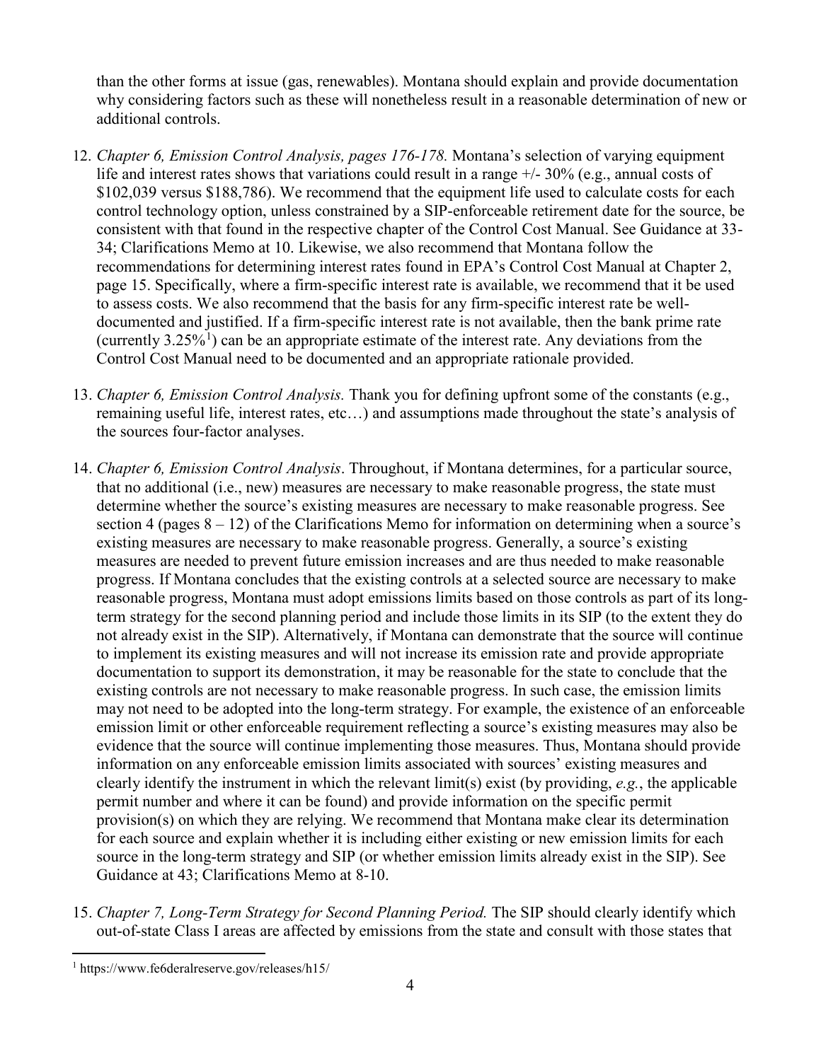than the other forms at issue (gas, renewables). Montana should explain and provide documentation why considering factors such as these will nonetheless result in a reasonable determination of new or additional controls.

12. *Chapter 6, Emission Control Analysis, pages 176-178.* Montana's selection of varying equipment life and interest rates shows that variations could result in a range +/- 30% (e.g., annual costs of $102,039 versus $188,786). We recommend that the equipment life used to calculate costs for each control technology option, unless constrained by a SIP-enforceable retirement date for the source, be consistent with that found in the respective chapter of the Control Cost Manual. See Guidance at 33-34; Clarifications Memo at 10. Likewise, we also recommend that Montana follow the recommendations for determining interest rates found in EPA's Control Cost Manual at Chapter 2, page 15. Specifically, where a firm-specific interest rate is available, we recommend that it be used to assess costs. We also recommend that the basis for any firm-specific interest rate be well-documented and justified. If a firm-specific interest rate is not available, then the bank prime rate (currently 3.25%[1]) can be an appropriate estimate of the interest rate. Any deviations from the Control Cost Manual need to be documented and an appropriate rationale provided.

13. *Chapter 6, Emission Control Analysis.* Thank you for defining upfront some of the constants (e.g., remaining useful life, interest rates, etc…) and assumptions made throughout the state's analysis of the sources four-factor analyses.

14. *Chapter 6, Emission Control Analysis*. Throughout, if Montana determines, for a particular source, that no additional (i.e., new) measures are necessary to make reasonable progress, the state must determine whether the source's existing measures are necessary to make reasonable progress. See section 4 (pages 8 – 12) of the Clarifications Memo for information on determining when a source's existing measures are necessary to make reasonable progress. Generally, a source's existing measures are needed to prevent future emission increases and are thus needed to make reasonable progress. If Montana concludes that the existing controls at a selected source are necessary to make reasonable progress, Montana must adopt emissions limits based on those controls as part of its long-term strategy for the second planning period and include those limits in its SIP (to the extent they do not already exist in the SIP). Alternatively, if Montana can demonstrate that the source will continue to implement its existing measures and will not increase its emission rate and provide appropriate documentation to support its demonstration, it may be reasonable for the state to conclude that the existing controls are not necessary to make reasonable progress. In such case, the emission limits may not need to be adopted into the long-term strategy. For example, the existence of an enforceable emission limit or other enforceable requirement reflecting a source's existing measures may also be evidence that the source will continue implementing those measures. Thus, Montana should provide information on any enforceable emission limits associated with sources' existing measures and clearly identify the instrument in which the relevant limit(s) exist (by providing, *e.g.*, the applicable permit number and where it can be found) and provide information on the specific permit provision(s) on which they are relying. We recommend that Montana make clear its determination for each source and explain whether it is including either existing or new emission limits for each source in the long-term strategy and SIP (or whether emission limits already exist in the SIP). See Guidance at 43; Clarifications Memo at 8-10.

15. *Chapter 7, Long-Term Strategy for Second Planning Period.* The SIP should clearly identify which out-of-state Class I areas are affected by emissions from the state and consult with those states that

---

[1] https://www.fe6deralreserve.gov/releases/h15/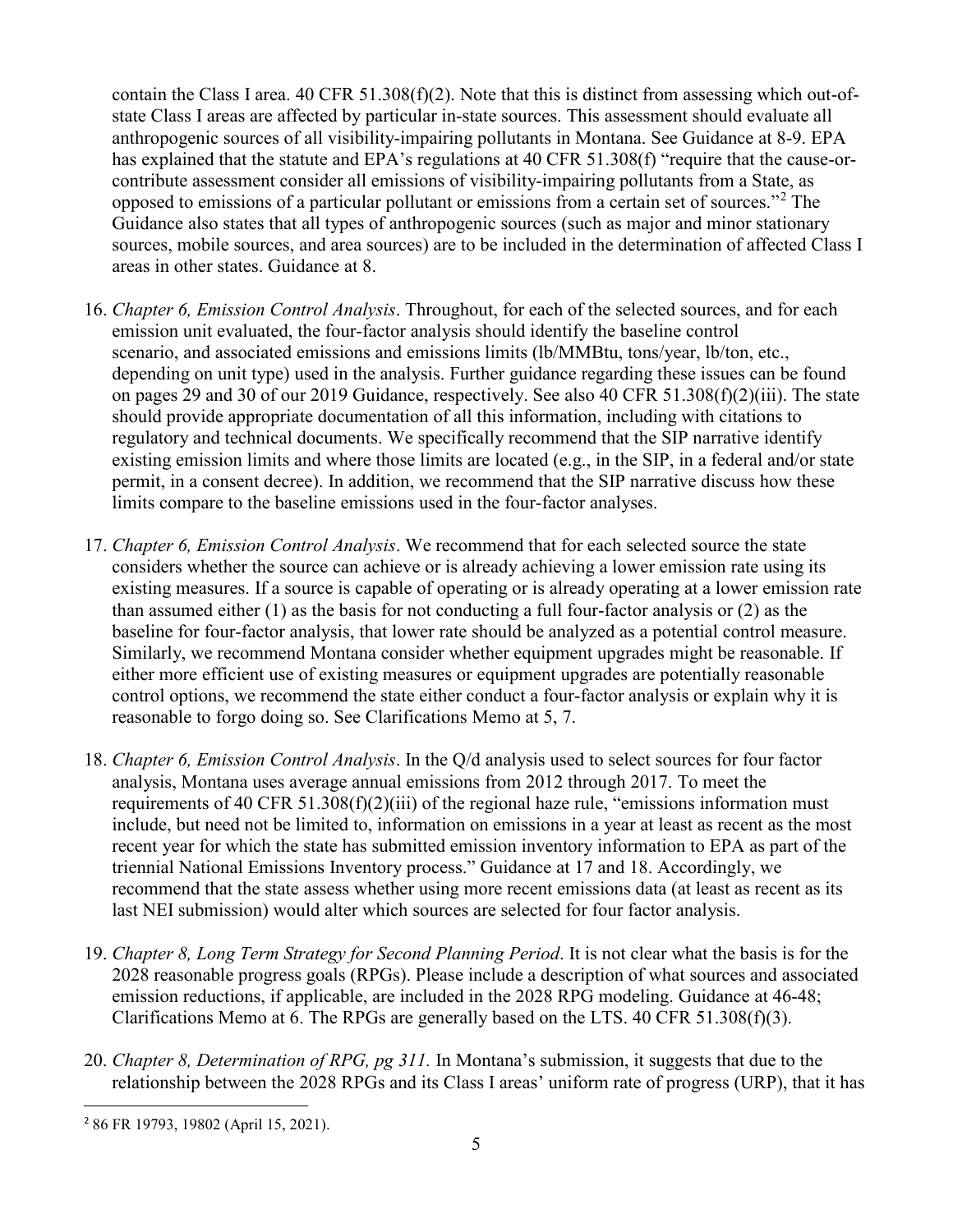contain the Class I area. 40 CFR 51.308(f)(2). Note that this is distinct from assessing which out-of-state Class I areas are affected by particular in-state sources. This assessment should evaluate all anthropogenic sources of all visibility-impairing pollutants in Montana. See Guidance at 8-9. EPA has explained that the statute and EPA's regulations at 40 CFR 51.308(f) "require that the cause-or-contribute assessment consider all emissions of visibility-impairing pollutants from a State, as opposed to emissions of a particular pollutant or emissions from a certain set of sources."[2] The Guidance also states that all types of anthropogenic sources (such as major and minor stationary sources, mobile sources, and area sources) are to be included in the determination of affected Class I areas in other states. Guidance at 8.

16. *Chapter 6, Emission Control Analysis*. Throughout, for each of the selected sources, and for each emission unit evaluated, the four-factor analysis should identify the baseline control scenario, and associated emissions and emissions limits (lb/MMBtu, tons/year, lb/ton, etc., depending on unit type) used in the analysis. Further guidance regarding these issues can be found on pages 29 and 30 of our 2019 Guidance, respectively. See also 40 CFR 51.308(f)(2)(iii). The state should provide appropriate documentation of all this information, including with citations to regulatory and technical documents. We specifically recommend that the SIP narrative identify existing emission limits and where those limits are located (e.g., in the SIP, in a federal and/or state permit, in a consent decree). In addition, we recommend that the SIP narrative discuss how these limits compare to the baseline emissions used in the four-factor analyses.

17. *Chapter 6, Emission Control Analysis*. We recommend that for each selected source the state considers whether the source can achieve or is already achieving a lower emission rate using its existing measures. If a source is capable of operating or is already operating at a lower emission rate than assumed either (1) as the basis for not conducting a full four-factor analysis or (2) as the baseline for four-factor analysis, that lower rate should be analyzed as a potential control measure. Similarly, we recommend Montana consider whether equipment upgrades might be reasonable. If either more efficient use of existing measures or equipment upgrades are potentially reasonable control options, we recommend the state either conduct a four-factor analysis or explain why it is reasonable to forgo doing so. See Clarifications Memo at 5, 7.

18. *Chapter 6, Emission Control Analysis*. In the Q/d analysis used to select sources for four factor analysis, Montana uses average annual emissions from 2012 through 2017. To meet the requirements of 40 CFR 51.308(f)(2)(iii) of the regional haze rule, "emissions information must include, but need not be limited to, information on emissions in a year at least as recent as the most recent year for which the state has submitted emission inventory information to EPA as part of the triennial National Emissions Inventory process." Guidance at 17 and 18. Accordingly, we recommend that the state assess whether using more recent emissions data (at least as recent as its last NEI submission) would alter which sources are selected for four factor analysis.

19. *Chapter 8, Long Term Strategy for Second Planning Period*. It is not clear what the basis is for the 2028 reasonable progress goals (RPGs). Please include a description of what sources and associated emission reductions, if applicable, are included in the 2028 RPG modeling. Guidance at 46-48; Clarifications Memo at 6. The RPGs are generally based on the LTS. 40 CFR 51.308(f)(3).

20. *Chapter 8, Determination of RPG, pg 311.* In Montana's submission, it suggests that due to the relationship between the 2028 RPGs and its Class I areas' uniform rate of progress (URP), that it has

---

[2] 86 FR 19793, 19802 (April 15, 2021).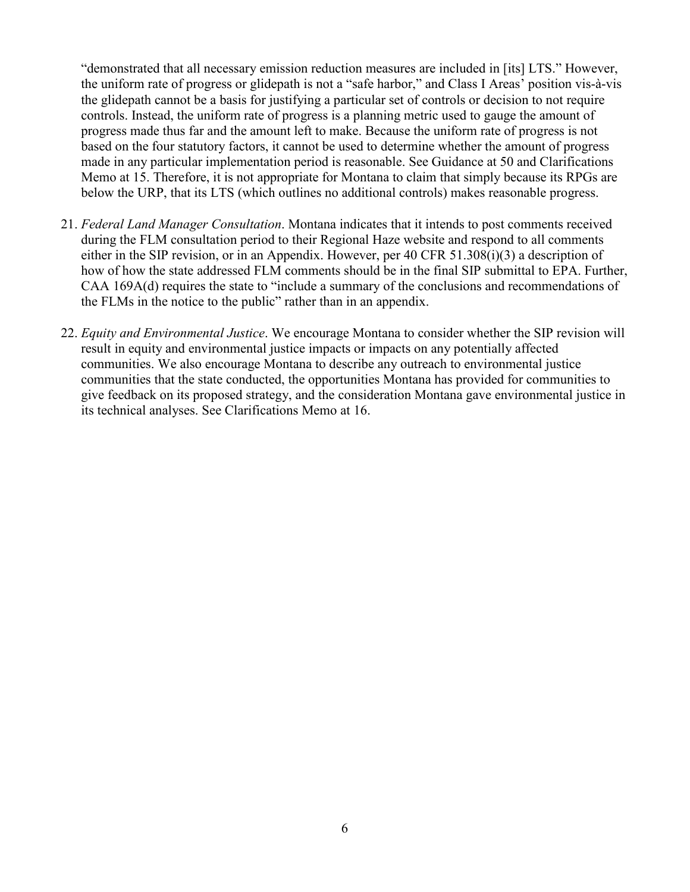"demonstrated that all necessary emission reduction measures are included in [its] LTS." However, the uniform rate of progress or glidepath is not a "safe harbor," and Class I Areas' position vis-à-vis the glidepath cannot be a basis for justifying a particular set of controls or decision to not require controls. Instead, the uniform rate of progress is a planning metric used to gauge the amount of progress made thus far and the amount left to make. Because the uniform rate of progress is not based on the four statutory factors, it cannot be used to determine whether the amount of progress made in any particular implementation period is reasonable. See Guidance at 50 and Clarifications Memo at 15. Therefore, it is not appropriate for Montana to claim that simply because its RPGs are below the URP, that its LTS (which outlines no additional controls) makes reasonable progress.

21. *Federal Land Manager Consultation*. Montana indicates that it intends to post comments received during the FLM consultation period to their Regional Haze website and respond to all comments either in the SIP revision, or in an Appendix. However, per 40 CFR 51.308(i)(3) a description of how of how the state addressed FLM comments should be in the final SIP submittal to EPA. Further, CAA 169A(d) requires the state to "include a summary of the conclusions and recommendations of the FLMs in the notice to the public" rather than in an appendix.

22. *Equity and Environmental Justice*. We encourage Montana to consider whether the SIP revision will result in equity and environmental justice impacts or impacts on any potentially affected communities. We also encourage Montana to describe any outreach to environmental justice communities that the state conducted, the opportunities Montana has provided for communities to give feedback on its proposed strategy, and the consideration Montana gave environmental justice in its technical analyses. See Clarifications Memo at 16.